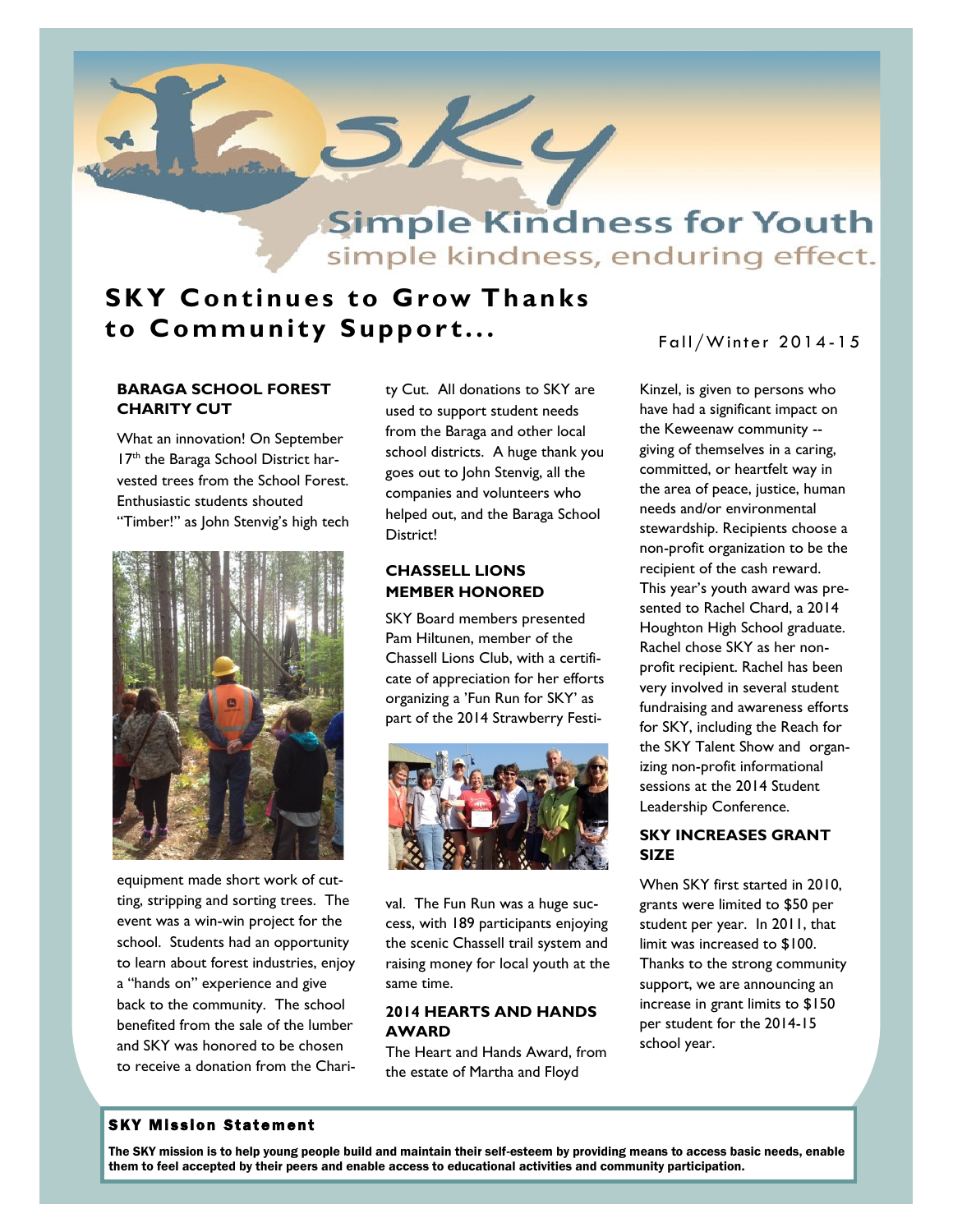# SKY

## Simple Kindness for Youth

simple kindness, enduring effect.

# SKY Continues to Grow Thanks to Community Support...

Fall/Winter 2014-15

### BARAGA SCHOOL FOREST CHARITY CUT

What an innovation! On September 17th the Baraga School District harvested trees from the School Forest. Enthusiastic students shouted "Timber!" as John Stenvig's high tech equipment made short work of cutting, stripping and sorting trees. The event was a win-win project for the school. Students had an opportunity to learn about forest industries, enjoy a "hands on" experience and give back to the community. The school benefited from the sale of the lumber and SKY was honored to be chosen to receive a donation from the Charity Cut. All donations to SKY are used to support student needs from the Baraga and other local school districts. A huge thank you goes out to John Stenvig, all the companies and volunteers who helped out, and the Baraga School District!

### CHASSELL LIONS MEMBER HONORED

SKY Board members presented Pam Hiltunen, member of the Chassell Lions Club, with a certificate of appreciation for her efforts organizing a 'Fun Run for SKY' as part of the 2014 Strawberry Festival. The Fun Run was a huge success, with 189 participants enjoying the scenic Chassell trail system and raising money for local youth at the same time.

### 2014 HEARTS AND HANDS AWARD

The Heart and Hands Award, from the estate of Martha and Floyd Kinzel, is given to persons who have had a significant impact on the Keweenaw community -- giving of themselves in a caring, committed, or heartfelt way in the area of peace, justice, human needs and/or environmental stewardship. Recipients choose a non-profit organization to be the recipient of the cash reward. This year's youth award was presented to Rachel Chard, a 2014 Houghton High School graduate. Rachel chose SKY as her non-profit recipient. Rachel has been very involved in several student fundraising and awareness efforts for SKY, including the Reach for the SKY Talent Show and organizing non-profit informational sessions at the 2014 Student Leadership Conference.

### SKY INCREASES GRANT SIZE

When SKY first started in 2010, grants were limited to $50 per student per year. In 2011, that limit was increased to $100. Thanks to the strong community support, we are announcing an increase in grant limits to $150 per student for the 2014-15 school year.

### SKY Mission Statement

**The SKY mission is to help young people build and maintain their self-esteem by providing means to access basic needs, enable them to feel accepted by their peers and enable access to educational activities and community participation.**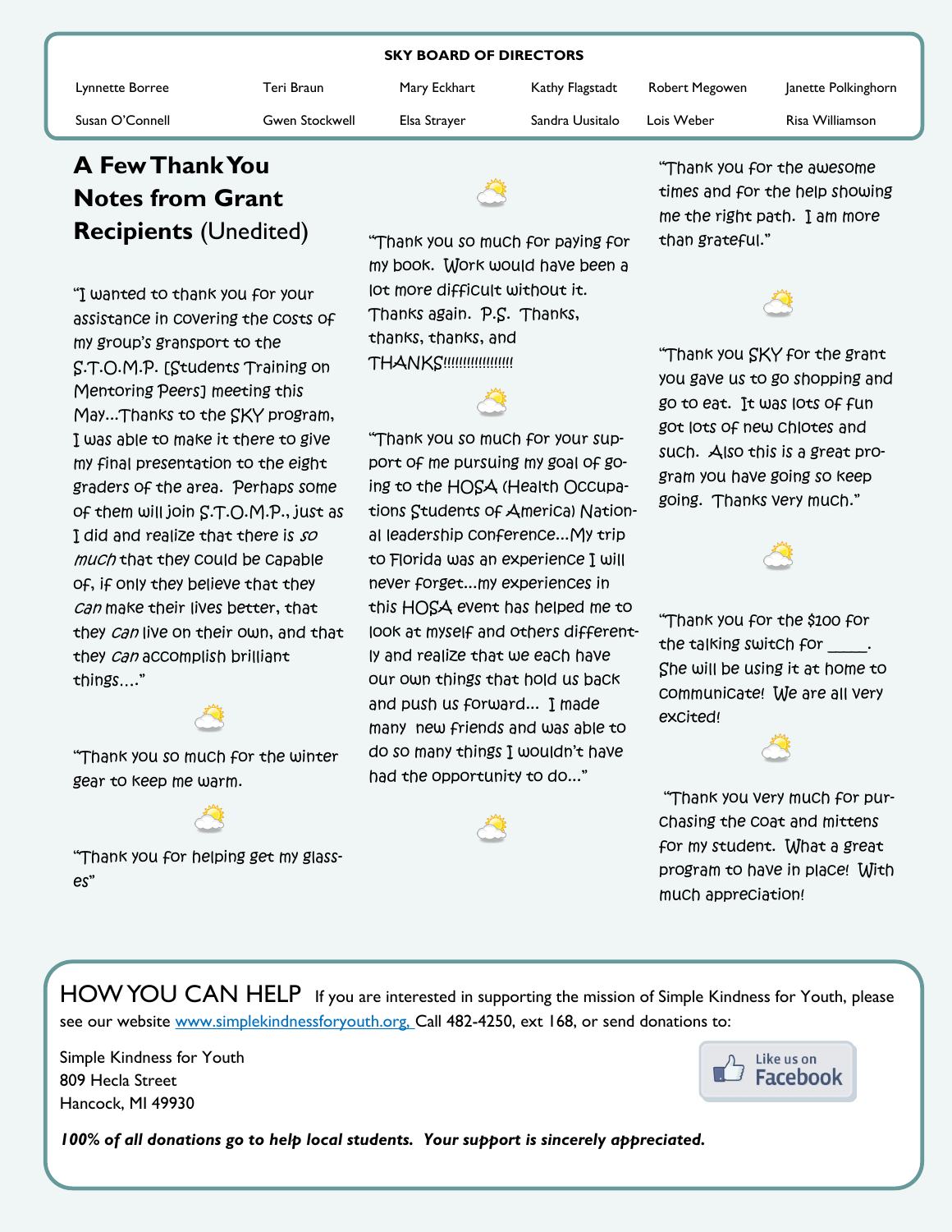**SKY BOARD OF DIRECTORS**

Lynnette Borree, Teri Braun, Mary Eckhart, Kathy Flagstadt, Robert Megowen, Janette Polkinghorn, Susan O'Connell, Gwen Stockwell, Elsa Strayer, Sandra Uusitalo, Lois Weber, Risa Williamson

## A Few Thank You Notes from Grant Recipients (Unedited)

"I wanted to thank you for your assistance in covering the costs of my group's gransport to the S.T.O.M.P. [Students Training on Mentoring Peers] meeting this May…Thanks to the SKY program, I was able to make it there to give my final presentation to the eight graders of the area. Perhaps some of them will join S.T.O.M.P., just as I did and realize that there is *so much* that they could be capable of, if only they believe that they *can* make their lives better, that they *can* live on their own, and that they *can* accomplish brilliant things…."

"Thank you so much for the winter gear to keep me warm.

"Thank you for helping get my glasses"

"Thank you so much for paying for my book. Work would have been a lot more difficult without it. Thanks again. P.S. Thanks, thanks, thanks, and THANKS!!!!!!!!!!!!!!!!!!

"Thank you so much for your support of me pursuing my goal of going to the HOSA (Health Occupations Students of America) National leadership conference…My trip to Florida was an experience I will never forget…my experiences in this HOSA event has helped me to look at myself and others differently and realize that we each have our own things that hold us back and push us forward… I made many new friends and was able to do so many things I wouldn't have had the opportunity to do…"

"Thank you for the awesome times and for the help showing me the right path. I am more than grateful."

"Thank you SKY for the grant you gave us to go shopping and go to eat. It was lots of fun got lots of new chlotes and such. Also this is a great program you have going so keep going. Thanks very much."

"Thank you for the $100 for the talking switch for _____. She will be using it at home to communicate! We are all very excited!

"Thank you very much for purchasing the coat and mittens for my student. What a great program to have in place! With much appreciation!

## HOW YOU CAN HELP

If you are interested in supporting the mission of Simple Kindness for Youth, please see our website www.simplekindnessforyouth.org, Call 482-4250, ext 168, or send donations to:

Simple Kindness for Youth
809 Hecla Street
Hancock, MI 49930

Like us on Facebook

***100% of all donations go to help local students. Your support is sincerely appreciated.***